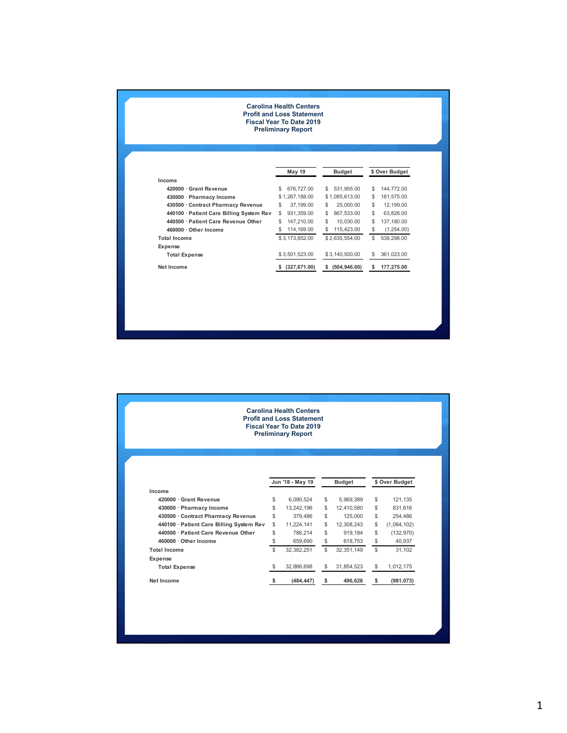**Carolina Health Centers**
**Profit and Loss Statement**
**Fiscal Year To Date 2019**
**Preliminary Report**

| | May 19 | Budget | $ Over Budget |
|---|---|---|---|
| **Income** | | | |
| 420000 · Grant Revenue | $ 676,727.00 | $ 531,955.00 | $ 144,772.00 |
| 430000 · Pharmacy Income | $ 1,267,188.00 | $ 1,085,613.00 | $ 181,575.00 |
| 430500 · Contract Pharmacy Revenue | $ 37,199.00 | $ 25,000.00 | $ 12,199.00 |
| 440100 · Patient Care Billing System Rev | $ 931,359.00 | $ 867,533.00 | $ 63,826.00 |
| 440500 · Patient Care Revenue Other | $ 147,210.00 | $ 10,030.00 | $ 137,180.00 |
| 460000 · Other Income | $ 114,169.00 | $ 115,423.00 | $ (1,254.00) |
| **Total Income** | $ 3,173,852.00 | $ 2,635,554.00 | $ 538,298.00 |
| **Expense** | | | |
| Total Expense | $ 3,501,523.00 | $ 3,140,500.00 | $ 361,023.00 |
| **Net Income** | **$ (327,671.00)** | **$ (504,946.00)** | **$ 177,275.00** |

**Carolina Health Centers**
**Profit and Loss Statement**
**Fiscal Year To Date 2019**
**Preliminary Report**

| | Jun '18 - May 19 | Budget | $ Over Budget |
|---|---|---|---|
| **Income** | | | |
| 420000 · Grant Revenue | $ 6,090,524 | $ 5,969,389 | $ 121,135 |
| 430000 · Pharmacy Income | $ 13,242,196 | $ 12,410,580 | $ 831,616 |
| 430500 · Contract Pharmacy Revenue | $ 379,486 | $ 125,000 | $ 254,486 |
| 440100 · Patient Care Billing System Rev | $ 11,224,141 | $ 12,308,243 | $ (1,084,102) |
| 440500 · Patient Care Revenue Other | $ 786,214 | $ 919,184 | $ (132,970) |
| 460000 · Other Income | $ 659,690 | $ 618,753 | $ 40,937 |
| **Total Income** | $ 32,382,251 | $ 32,351,149 | $ 31,102 |
| **Expense** | | | |
| Total Expense | $ 32,866,698 | $ 31,854,523 | $ 1,012,175 |
| **Net Income** | **$ (484,447)** | **$ 496,626** | **$ (981,073)** |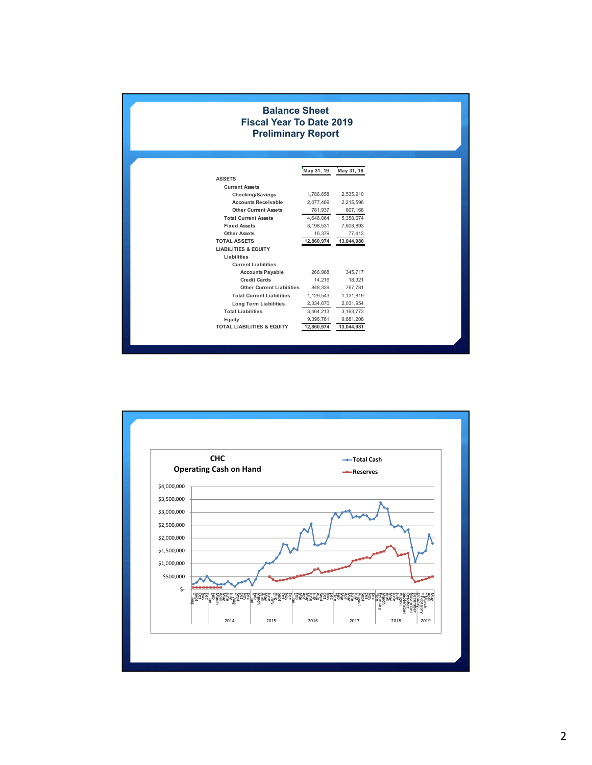# Balance Sheet
## Fiscal Year To Date 2019
## Preliminary Report

| | May 31, 19 | May 31, 18 |
|---|---|---|
| **ASSETS** | | |
| Current Assets | | |
| Checking/Savings | 1,786,658 | 2,535,910 |
| Accounts Receivable | 2,077,469 | 2,215,596 |
| Other Current Assets | 781,937 | 607,168 |
| Total Current Assets | 4,646,064 | 5,358,674 |
| Fixed Assets | 8,198,531 | 7,608,893 |
| Other Assets | 16,379 | 77,413 |
| **TOTAL ASSETS** | **12,860,974** | **13,044,980** |
| **LIABILITIES & EQUITY** | | |
| Liabilities | | |
| Current Liabilities | | |
| Accounts Payable | 266,988 | 345,717 |
| Credit Cards | 14,216 | 18,321 |
| Other Current Liabilities | 848,339 | 767,781 |
| Total Current Liabilities | 1,129,543 | 1,131,819 |
| Long Term Liabilities | 2,334,670 | 2,031,954 |
| Total Liabilities | 3,464,213 | 3,163,773 |
| Equity | 9,396,761 | 9,881,208 |
| **TOTAL LIABILITIES & EQUITY** | **12,860,974** | **13,044,981** |

## CHC Operating Cash on Hand

Total Cash
Reserves

$4,000,000
$3,500,000
$3,000,000
$2,500,000
$2,000,000
$1,500,000
$1,000,000
$500,000
$-

2014 2015 2016 2017 2018 2019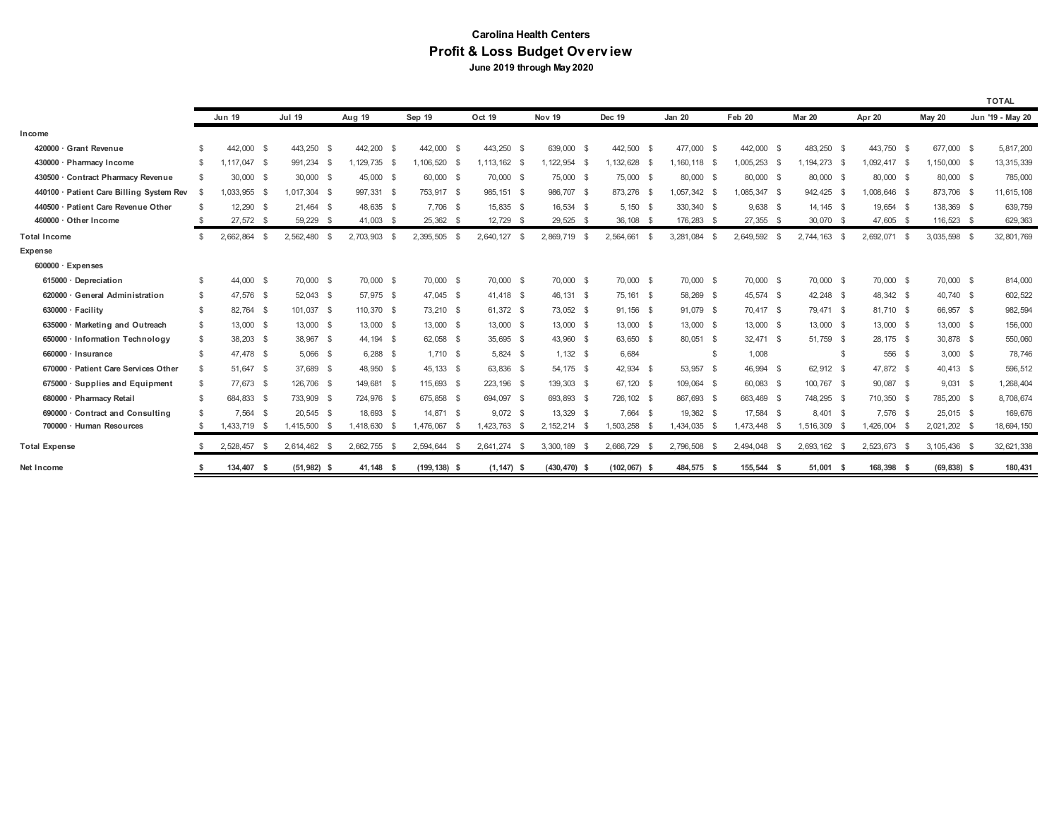# Carolina Health Centers

## Profit & Loss Budget Overview

### June 2019 through May 2020

| | Jun 19 | Jul 19 | Aug 19 | Sep 19 | Oct 19 | Nov 19 | Dec 19 | Jan 20 | Feb 20 | Mar 20 | Apr 20 | May 20 | TOTAL Jun '19 - May 20 |
|---|---|---|---|---|---|---|---|---|---|---|---|---|---|
| **Income** | | | | | | | | | | | | | |
| 420000 · Grant Revenue | $ 442,000 | $ 443,250 | $ 442,200 | $ 442,000 | $ 443,250 | $ 639,000 | $ 442,500 | $ 477,000 | $ 442,000 | $ 483,250 | $ 443,750 | $ 677,000 | $ 5,817,200 |
| 430000 · Pharmacy Income | $ 1,117,047 | $ 991,234 | $ 1,129,735 | $ 1,106,520 | $ 1,113,162 | $ 1,122,954 | $ 1,132,628 | $ 1,160,118 | $ 1,005,253 | $ 1,194,273 | $ 1,092,417 | $ 1,150,000 | $ 13,315,339 |
| 430500 · Contract Pharmacy Revenue | $ 30,000 | $ 30,000 | $ 45,000 | $ 60,000 | $ 70,000 | $ 75,000 | $ 75,000 | $ 80,000 | $ 80,000 | $ 80,000 | $ 80,000 | $ 80,000 | $ 785,000 |
| 440100 · Patient Care Billing System Rev | $ 1,033,955 | $ 1,017,304 | $ 997,331 | $ 753,917 | $ 985,151 | $ 986,707 | $ 873,276 | $ 1,057,342 | $ 1,085,347 | $ 942,425 | $ 1,008,646 | $ 873,706 | $ 11,615,108 |
| 440500 · Patient Care Revenue Other | $ 12,290 | $ 21,464 | $ 48,635 | $ 7,706 | $ 15,835 | $ 16,534 | $ 5,150 | $ 330,340 | $ 9,638 | $ 14,145 | $ 19,654 | $ 138,369 | $ 639,759 |
| 460000 · Other Income | $ 27,572 | $ 59,229 | $ 41,003 | $ 25,362 | $ 12,729 | $ 29,525 | $ 36,108 | $ 176,283 | $ 27,355 | $ 30,070 | $ 47,605 | $ 116,523 | $ 629,363 |
| **Total Income** | $ 2,662,864 | $ 2,562,480 | $ 2,703,903 | $ 2,395,505 | $ 2,640,127 | $ 2,869,719 | $ 2,564,661 | $ 3,281,084 | $ 2,649,592 | $ 2,744,163 | $ 2,692,071 | $ 3,035,598 | $ 32,801,769 |
| **Expense** | | | | | | | | | | | | | |
| 600000 · Expenses | | | | | | | | | | | | | |
| 615000 · Depreciation | $ 44,000 | $ 70,000 | $ 70,000 | $ 70,000 | $ 70,000 | $ 70,000 | $ 70,000 | $ 70,000 | $ 70,000 | $ 70,000 | $ 70,000 | $ 70,000 | $ 814,000 |
| 620000 · General Administration | $ 47,576 | $ 52,043 | $ 57,975 | $ 47,045 | $ 41,418 | $ 46,131 | $ 75,161 | $ 58,269 | $ 45,574 | $ 42,248 | $ 48,342 | $ 40,740 | $ 602,522 |
| 630000 · Facility | $ 82,764 | $ 101,037 | $ 110,370 | $ 73,210 | $ 61,372 | $ 73,052 | $ 91,156 | $ 91,079 | $ 70,417 | $ 79,471 | $ 81,710 | $ 66,957 | $ 982,594 |
| 635000 · Marketing and Outreach | $ 13,000 | $ 13,000 | $ 13,000 | $ 13,000 | $ 13,000 | $ 13,000 | $ 13,000 | $ 13,000 | $ 13,000 | $ 13,000 | $ 13,000 | $ 13,000 | $ 156,000 |
| 650000 · Information Technology | $ 38,203 | $ 38,967 | $ 44,194 | $ 62,058 | $ 35,695 | $ 43,960 | $ 63,650 | $ 80,051 | $ 32,471 | $ 51,759 | $ 28,175 | $ 30,878 | $ 550,060 |
| 660000 · Insurance | $ 47,478 | $ 5,066 | $ 6,288 | $ 1,710 | $ 5,824 | $ 1,132 | $ 6,684 | | $ 1,008 | | $ 556 | $ 3,000 | $ 78,746 |
| 670000 · Patient Care Services Other | $ 51,647 | $ 37,689 | $ 48,950 | $ 45,133 | $ 63,836 | $ 54,175 | $ 42,934 | $ 53,957 | $ 46,994 | $ 62,912 | $ 47,872 | $ 40,413 | $ 596,512 |
| 675000 · Supplies and Equipment | $ 77,673 | $ 126,706 | $ 149,681 | $ 115,693 | $ 223,196 | $ 139,303 | $ 67,120 | $ 109,064 | $ 60,083 | $ 100,767 | $ 90,087 | $ 9,031 | $ 1,268,404 |
| 680000 · Pharmacy Retail | $ 684,833 | $ 733,909 | $ 724,976 | $ 675,858 | $ 694,097 | $ 693,893 | $ 726,102 | $ 867,693 | $ 663,469 | $ 748,295 | $ 710,350 | $ 785,200 | $ 8,708,674 |
| 690000 · Contract and Consulting | $ 7,564 | $ 20,545 | $ 18,693 | $ 14,871 | $ 9,072 | $ 13,329 | $ 7,664 | $ 19,362 | $ 17,584 | $ 8,401 | $ 7,576 | $ 25,015 | $ 169,676 |
| 700000 · Human Resources | $ 1,433,719 | $ 1,415,500 | $ 1,418,630 | $ 1,476,067 | $ 1,423,763 | $ 2,152,214 | $ 1,503,258 | $ 1,434,035 | $ 1,473,448 | $ 1,516,309 | $ 1,426,004 | $ 2,021,202 | $ 18,694,150 |
| **Total Expense** | $ 2,528,457 | $ 2,614,462 | $ 2,662,755 | $ 2,594,644 | $ 2,641,274 | $ 3,300,189 | $ 2,666,729 | $ 2,796,508 | $ 2,494,048 | $ 2,693,162 | $ 2,523,673 | $ 3,105,436 | $ 32,621,338 |
| **Net Income** | **$ 134,407** | **$ (51,982)** | **$ 41,148** | **$ (199,138)** | **$ (1,147)** | **$ (430,470)** | **$ (102,067)** | **$ 484,575** | **$ 155,544** | **$ 51,001** | **$ 168,398** | **$ (69,838)** | **$ 180,431** |